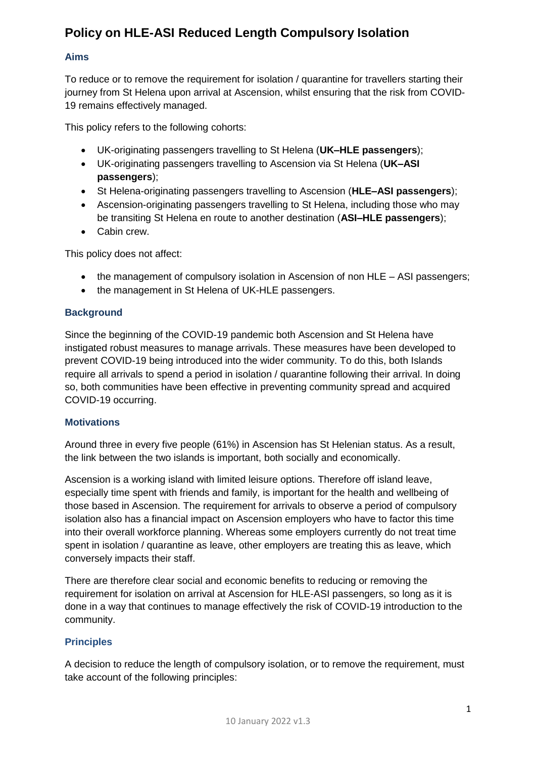# Policy on HLE-ASI Reduced Length Compulsory Isolation

## Aims

To reduce or to remove the requirement for isolation / quarantine for travellers starting their journey from St Helena upon arrival at Ascension, whilst ensuring that the risk from COVID-19 remains effectively managed.

This policy refers to the following cohorts:

- UK-originating passengers travelling to St Helena (**UK–HLE passengers**);
- UK-originating passengers travelling to Ascension via St Helena (**UK–ASI passengers**);
- St Helena-originating passengers travelling to Ascension (**HLE–ASI passengers**);
- Ascension-originating passengers travelling to St Helena, including those who may be transiting St Helena en route to another destination (**ASI–HLE passengers**);
- Cabin crew.

This policy does not affect:

- the management of compulsory isolation in Ascension of non HLE – ASI passengers;
- the management in St Helena of UK-HLE passengers.

## Background

Since the beginning of the COVID-19 pandemic both Ascension and St Helena have instigated robust measures to manage arrivals. These measures have been developed to prevent COVID-19 being introduced into the wider community. To do this, both Islands require all arrivals to spend a period in isolation / quarantine following their arrival. In doing so, both communities have been effective in preventing community spread and acquired COVID-19 occurring.

## Motivations

Around three in every five people (61%) in Ascension has St Helenian status. As a result, the link between the two islands is important, both socially and economically.

Ascension is a working island with limited leisure options. Therefore off island leave, especially time spent with friends and family, is important for the health and wellbeing of those based in Ascension. The requirement for arrivals to observe a period of compulsory isolation also has a financial impact on Ascension employers who have to factor this time into their overall workforce planning. Whereas some employers currently do not treat time spent in isolation / quarantine as leave, other employers are treating this as leave, which conversely impacts their staff.

There are therefore clear social and economic benefits to reducing or removing the requirement for isolation on arrival at Ascension for HLE-ASI passengers, so long as it is done in a way that continues to manage effectively the risk of COVID-19 introduction to the community.

## Principles

A decision to reduce the length of compulsory isolation, or to remove the requirement, must take account of the following principles: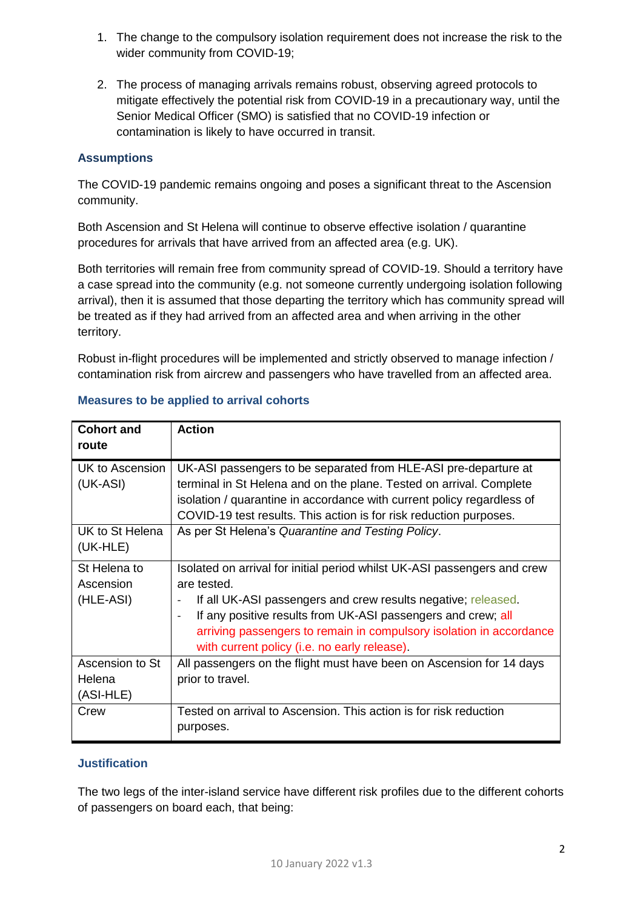1. The change to the compulsory isolation requirement does not increase the risk to the wider community from COVID-19;

2. The process of managing arrivals remains robust, observing agreed protocols to mitigate effectively the potential risk from COVID-19 in a precautionary way, until the Senior Medical Officer (SMO) is satisfied that no COVID-19 infection or contamination is likely to have occurred in transit.

### Assumptions

The COVID-19 pandemic remains ongoing and poses a significant threat to the Ascension community.

Both Ascension and St Helena will continue to observe effective isolation / quarantine procedures for arrivals that have arrived from an affected area (e.g. UK).

Both territories will remain free from community spread of COVID-19. Should a territory have a case spread into the community (e.g. not someone currently undergoing isolation following arrival), then it is assumed that those departing the territory which has community spread will be treated as if they had arrived from an affected area and when arriving in the other territory.

Robust in-flight procedures will be implemented and strictly observed to manage infection / contamination risk from aircrew and passengers who have travelled from an affected area.

### Measures to be applied to arrival cohorts

| Cohort and route | Action |
|---|---|
| UK to Ascension (UK-ASI) | UK-ASI passengers to be separated from HLE-ASI pre-departure at terminal in St Helena and on the plane. Tested on arrival. Complete isolation / quarantine in accordance with current policy regardless of COVID-19 test results. This action is for risk reduction purposes. |
| UK to St Helena (UK-HLE) | As per St Helena's *Quarantine and Testing Policy*. |
| St Helena to Ascension (HLE-ASI) | Isolated on arrival for initial period whilst UK-ASI passengers and crew are tested.<br>- If all UK-ASI passengers and crew results negative; released.<br>- If any positive results from UK-ASI passengers and crew; all arriving passengers to remain in compulsory isolation in accordance with current policy (i.e. no early release). |
| Ascension to St Helena (ASI-HLE) | All passengers on the flight must have been on Ascension for 14 days prior to travel. |
| Crew | Tested on arrival to Ascension. This action is for risk reduction purposes. |

### Justification

The two legs of the inter-island service have different risk profiles due to the different cohorts of passengers on board each, that being: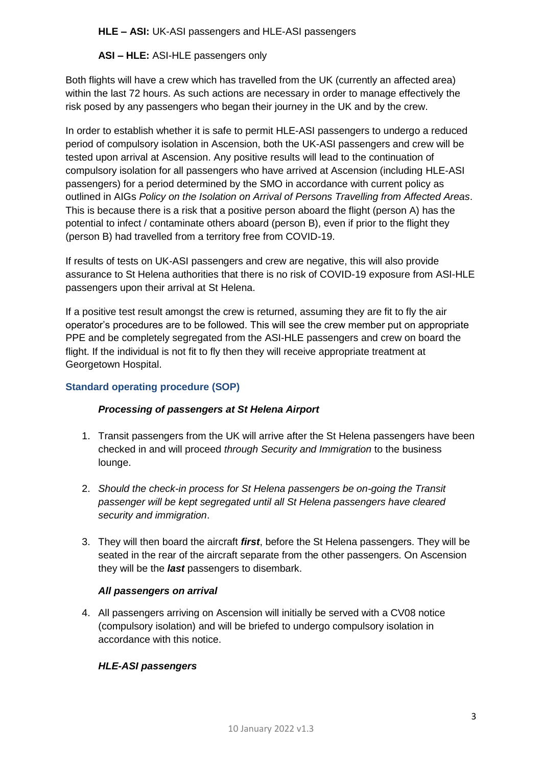**HLE – ASI:** UK-ASI passengers and HLE-ASI passengers

**ASI – HLE:** ASI-HLE passengers only

Both flights will have a crew which has travelled from the UK (currently an affected area) within the last 72 hours. As such actions are necessary in order to manage effectively the risk posed by any passengers who began their journey in the UK and by the crew.

In order to establish whether it is safe to permit HLE-ASI passengers to undergo a reduced period of compulsory isolation in Ascension, both the UK-ASI passengers and crew will be tested upon arrival at Ascension. Any positive results will lead to the continuation of compulsory isolation for all passengers who have arrived at Ascension (including HLE-ASI passengers) for a period determined by the SMO in accordance with current policy as outlined in AIGs *Policy on the Isolation on Arrival of Persons Travelling from Affected Areas*. This is because there is a risk that a positive person aboard the flight (person A) has the potential to infect / contaminate others aboard (person B), even if prior to the flight they (person B) had travelled from a territory free from COVID-19.

If results of tests on UK-ASI passengers and crew are negative, this will also provide assurance to St Helena authorities that there is no risk of COVID-19 exposure from ASI-HLE passengers upon their arrival at St Helena.

If a positive test result amongst the crew is returned, assuming they are fit to fly the air operator's procedures are to be followed. This will see the crew member put on appropriate PPE and be completely segregated from the ASI-HLE passengers and crew on board the flight. If the individual is not fit to fly then they will receive appropriate treatment at Georgetown Hospital.

## Standard operating procedure (SOP)

### *Processing of passengers at St Helena Airport*

1. Transit passengers from the UK will arrive after the St Helena passengers have been checked in and will proceed *through Security and Immigration* to the business lounge.
2. *Should the check-in process for St Helena passengers be on-going the Transit passenger will be kept segregated until all St Helena passengers have cleared security and immigration*.
3. They will then board the aircraft ***first***, before the St Helena passengers. They will be seated in the rear of the aircraft separate from the other passengers. On Ascension they will be the ***last*** passengers to disembark.

### *All passengers on arrival*

4. All passengers arriving on Ascension will initially be served with a CV08 notice (compulsory isolation) and will be briefed to undergo compulsory isolation in accordance with this notice.

### *HLE-ASI passengers*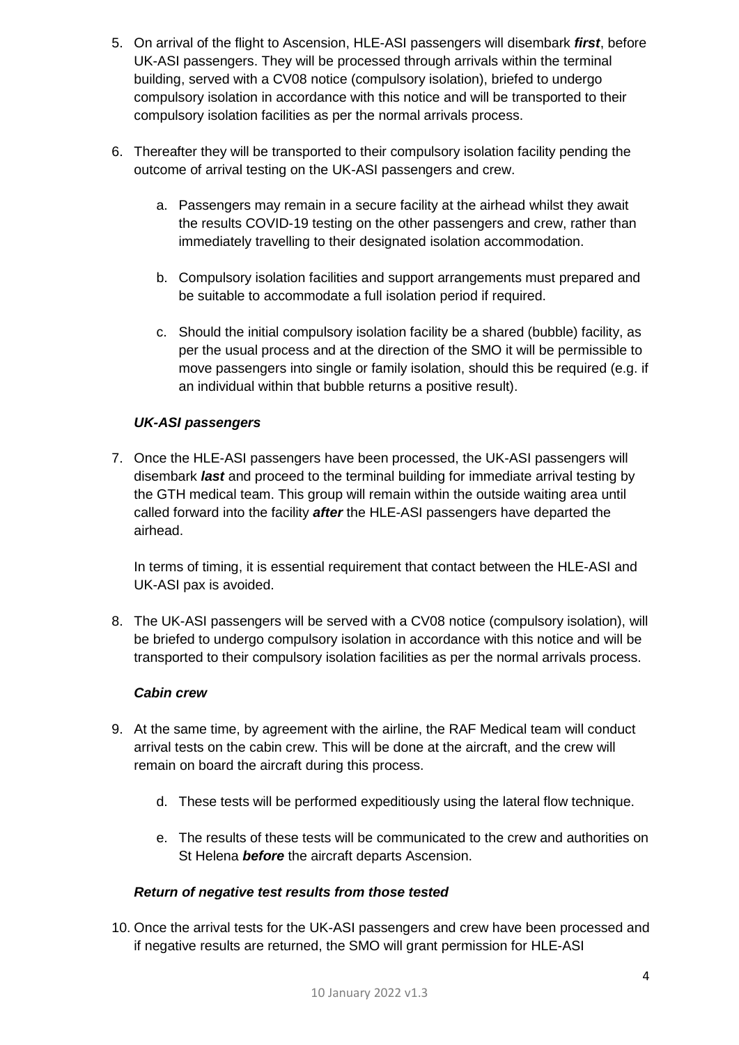5. On arrival of the flight to Ascension, HLE-ASI passengers will disembark ***first***, before UK-ASI passengers. They will be processed through arrivals within the terminal building, served with a CV08 notice (compulsory isolation), briefed to undergo compulsory isolation in accordance with this notice and will be transported to their compulsory isolation facilities as per the normal arrivals process.

6. Thereafter they will be transported to their compulsory isolation facility pending the outcome of arrival testing on the UK-ASI passengers and crew.

   a. Passengers may remain in a secure facility at the airhead whilst they await the results COVID-19 testing on the other passengers and crew, rather than immediately travelling to their designated isolation accommodation.

   b. Compulsory isolation facilities and support arrangements must prepared and be suitable to accommodate a full isolation period if required.

   c. Should the initial compulsory isolation facility be a shared (bubble) facility, as per the usual process and at the direction of the SMO it will be permissible to move passengers into single or family isolation, should this be required (e.g. if an individual within that bubble returns a positive result).

***UK-ASI passengers***

7. Once the HLE-ASI passengers have been processed, the UK-ASI passengers will disembark ***last*** and proceed to the terminal building for immediate arrival testing by the GTH medical team. This group will remain within the outside waiting area until called forward into the facility ***after*** the HLE-ASI passengers have departed the airhead.

   In terms of timing, it is essential requirement that contact between the HLE-ASI and UK-ASI pax is avoided.

8. The UK-ASI passengers will be served with a CV08 notice (compulsory isolation), will be briefed to undergo compulsory isolation in accordance with this notice and will be transported to their compulsory isolation facilities as per the normal arrivals process.

***Cabin crew***

9. At the same time, by agreement with the airline, the RAF Medical team will conduct arrival tests on the cabin crew. This will be done at the aircraft, and the crew will remain on board the aircraft during this process.

   d. These tests will be performed expeditiously using the lateral flow technique.

   e. The results of these tests will be communicated to the crew and authorities on St Helena ***before*** the aircraft departs Ascension.

***Return of negative test results from those tested***

10. Once the arrival tests for the UK-ASI passengers and crew have been processed and if negative results are returned, the SMO will grant permission for HLE-ASI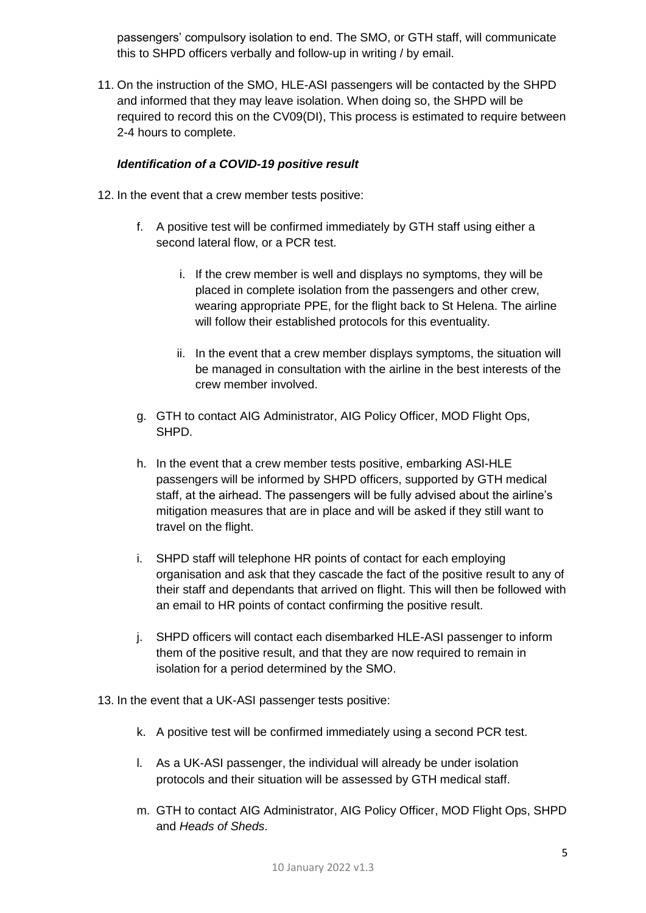passengers' compulsory isolation to end. The SMO, or GTH staff, will communicate this to SHPD officers verbally and follow-up in writing / by email.

11. On the instruction of the SMO, HLE-ASI passengers will be contacted by the SHPD and informed that they may leave isolation. When doing so, the SHPD will be required to record this on the CV09(DI), This process is estimated to require between 2-4 hours to complete.

***Identification of a COVID-19 positive result***

12. In the event that a crew member tests positive:

    f. A positive test will be confirmed immediately by GTH staff using either a second lateral flow, or a PCR test.

        i. If the crew member is well and displays no symptoms, they will be placed in complete isolation from the passengers and other crew, wearing appropriate PPE, for the flight back to St Helena. The airline will follow their established protocols for this eventuality.

        ii. In the event that a crew member displays symptoms, the situation will be managed in consultation with the airline in the best interests of the crew member involved.

    g. GTH to contact AIG Administrator, AIG Policy Officer, MOD Flight Ops, SHPD.

    h. In the event that a crew member tests positive, embarking ASI-HLE passengers will be informed by SHPD officers, supported by GTH medical staff, at the airhead. The passengers will be fully advised about the airline's mitigation measures that are in place and will be asked if they still want to travel on the flight.

    i. SHPD staff will telephone HR points of contact for each employing organisation and ask that they cascade the fact of the positive result to any of their staff and dependants that arrived on flight. This will then be followed with an email to HR points of contact confirming the positive result.

    j. SHPD officers will contact each disembarked HLE-ASI passenger to inform them of the positive result, and that they are now required to remain in isolation for a period determined by the SMO.

13. In the event that a UK-ASI passenger tests positive:

    k. A positive test will be confirmed immediately using a second PCR test.

    l. As a UK-ASI passenger, the individual will already be under isolation protocols and their situation will be assessed by GTH medical staff.

    m. GTH to contact AIG Administrator, AIG Policy Officer, MOD Flight Ops, SHPD and *Heads of Sheds*.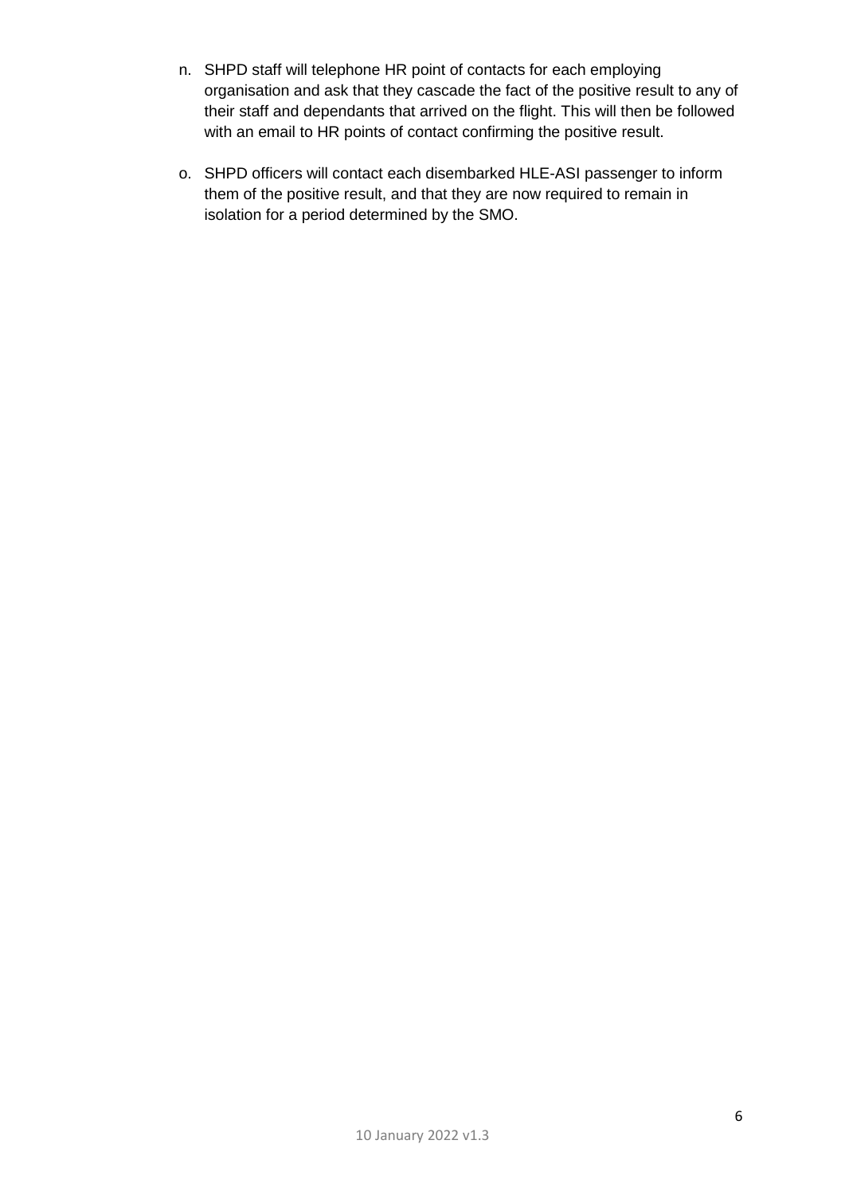n. SHPD staff will telephone HR point of contacts for each employing organisation and ask that they cascade the fact of the positive result to any of their staff and dependants that arrived on the flight. This will then be followed with an email to HR points of contact confirming the positive result.

o. SHPD officers will contact each disembarked HLE-ASI passenger to inform them of the positive result, and that they are now required to remain in isolation for a period determined by the SMO.